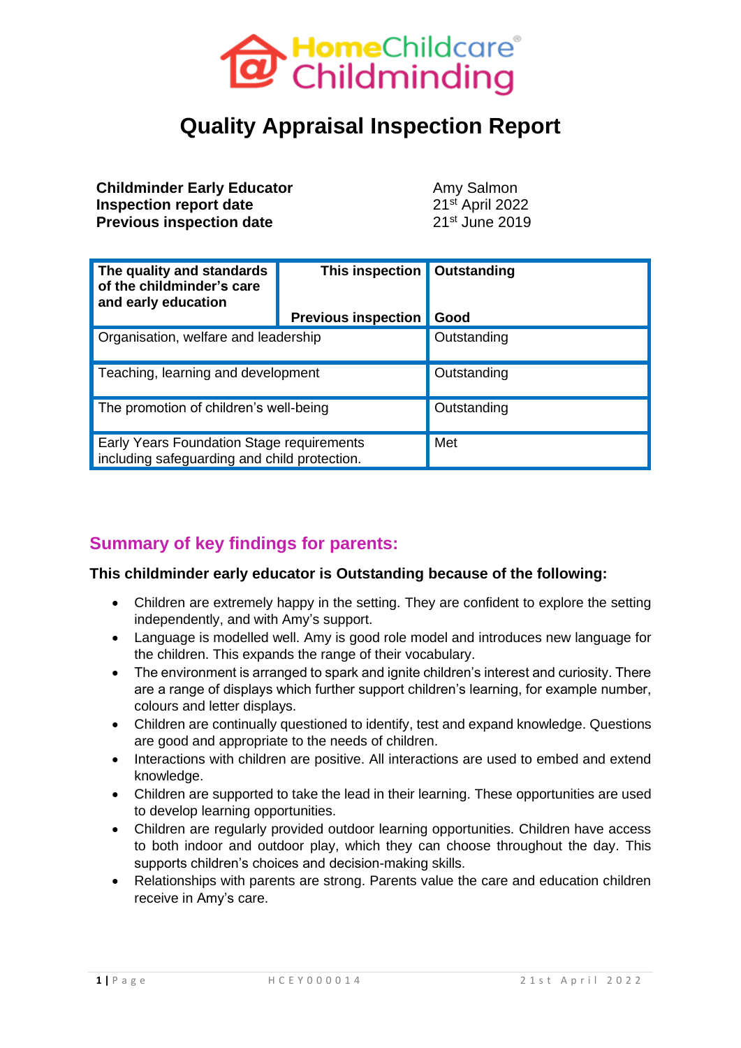HomeChildcare® Childminding

# Quality Appraisal Inspection Report

| | |
|---|---|
| **Childminder Early Educator** | Amy Salmon |
| **Inspection report date** | 21st April 2022 |
| **Previous inspection date** | 21st June 2019 |

| | | |
|---|---|---|
| **The quality and standards of the childminder's care and early education** | **This inspection** | **Outstanding** |
| | **Previous inspection** | **Good** |
| Organisation, welfare and leadership | | Outstanding |
| Teaching, learning and development | | Outstanding |
| The promotion of children's well-being | | Outstanding |
| Early Years Foundation Stage requirements including safeguarding and child protection. | | Met |

## Summary of key findings for parents:

**This childminder early educator is Outstanding because of the following:**

- Children are extremely happy in the setting. They are confident to explore the setting independently, and with Amy's support.
- Language is modelled well. Amy is good role model and introduces new language for the children. This expands the range of their vocabulary.
- The environment is arranged to spark and ignite children's interest and curiosity. There are a range of displays which further support children's learning, for example number, colours and letter displays.
- Children are continually questioned to identify, test and expand knowledge. Questions are good and appropriate to the needs of children.
- Interactions with children are positive. All interactions are used to embed and extend knowledge.
- Children are supported to take the lead in their learning. These opportunities are used to develop learning opportunities.
- Children are regularly provided outdoor learning opportunities. Children have access to both indoor and outdoor play, which they can choose throughout the day. This supports children's choices and decision-making skills.
- Relationships with parents are strong. Parents value the care and education children receive in Amy's care.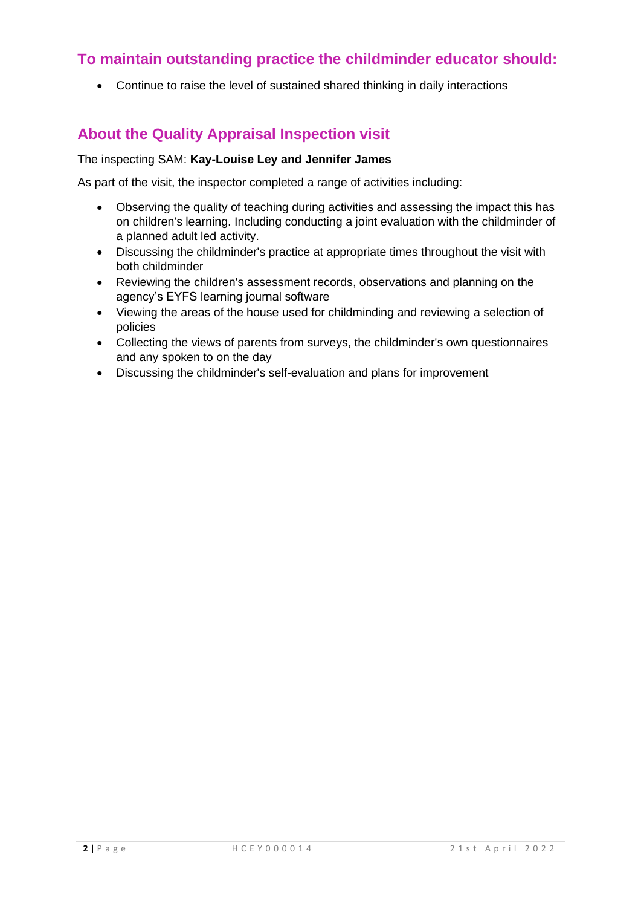## To maintain outstanding practice the childminder educator should:

- Continue to raise the level of sustained shared thinking in daily interactions

## About the Quality Appraisal Inspection visit

The inspecting SAM: **Kay-Louise Ley and Jennifer James**

As part of the visit, the inspector completed a range of activities including:

- Observing the quality of teaching during activities and assessing the impact this has on children's learning. Including conducting a joint evaluation with the childminder of a planned adult led activity.
- Discussing the childminder's practice at appropriate times throughout the visit with both childminder
- Reviewing the children's assessment records, observations and planning on the agency's EYFS learning journal software
- Viewing the areas of the house used for childminding and reviewing a selection of policies
- Collecting the views of parents from surveys, the childminder's own questionnaires and any spoken to on the day
- Discussing the childminder's self-evaluation and plans for improvement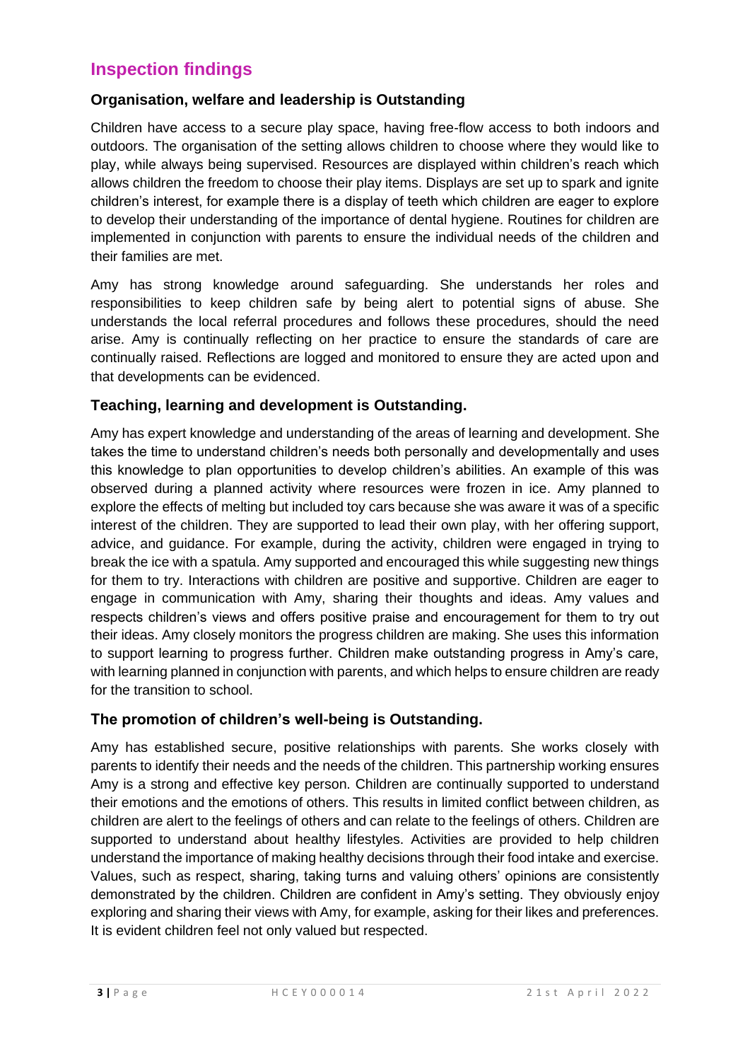## Inspection findings

### Organisation, welfare and leadership is Outstanding

Children have access to a secure play space, having free-flow access to both indoors and outdoors. The organisation of the setting allows children to choose where they would like to play, while always being supervised. Resources are displayed within children's reach which allows children the freedom to choose their play items. Displays are set up to spark and ignite children's interest, for example there is a display of teeth which children are eager to explore to develop their understanding of the importance of dental hygiene. Routines for children are implemented in conjunction with parents to ensure the individual needs of the children and their families are met.

Amy has strong knowledge around safeguarding. She understands her roles and responsibilities to keep children safe by being alert to potential signs of abuse. She understands the local referral procedures and follows these procedures, should the need arise. Amy is continually reflecting on her practice to ensure the standards of care are continually raised. Reflections are logged and monitored to ensure they are acted upon and that developments can be evidenced.

### Teaching, learning and development is Outstanding.

Amy has expert knowledge and understanding of the areas of learning and development. She takes the time to understand children's needs both personally and developmentally and uses this knowledge to plan opportunities to develop children's abilities. An example of this was observed during a planned activity where resources were frozen in ice. Amy planned to explore the effects of melting but included toy cars because she was aware it was of a specific interest of the children. They are supported to lead their own play, with her offering support, advice, and guidance. For example, during the activity, children were engaged in trying to break the ice with a spatula. Amy supported and encouraged this while suggesting new things for them to try. Interactions with children are positive and supportive. Children are eager to engage in communication with Amy, sharing their thoughts and ideas. Amy values and respects children's views and offers positive praise and encouragement for them to try out their ideas. Amy closely monitors the progress children are making. She uses this information to support learning to progress further. Children make outstanding progress in Amy's care, with learning planned in conjunction with parents, and which helps to ensure children are ready for the transition to school.

### The promotion of children's well-being is Outstanding.

Amy has established secure, positive relationships with parents. She works closely with parents to identify their needs and the needs of the children. This partnership working ensures Amy is a strong and effective key person. Children are continually supported to understand their emotions and the emotions of others. This results in limited conflict between children, as children are alert to the feelings of others and can relate to the feelings of others. Children are supported to understand about healthy lifestyles. Activities are provided to help children understand the importance of making healthy decisions through their food intake and exercise. Values, such as respect, sharing, taking turns and valuing others' opinions are consistently demonstrated by the children. Children are confident in Amy's setting. They obviously enjoy exploring and sharing their views with Amy, for example, asking for their likes and preferences. It is evident children feel not only valued but respected.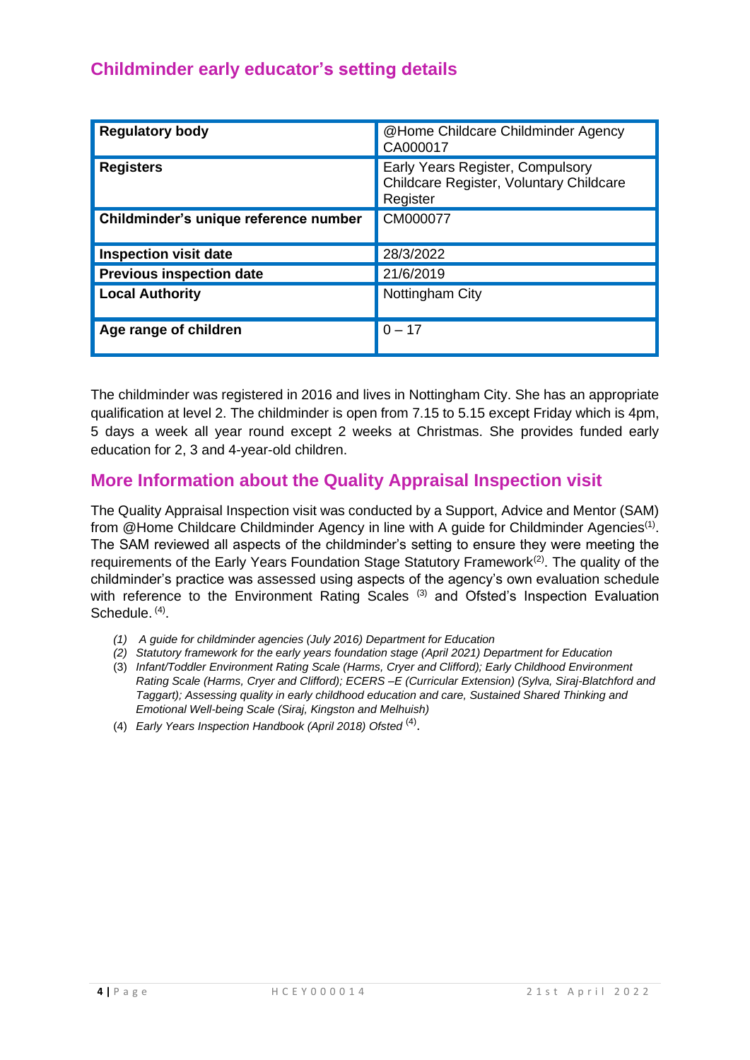## Childminder early educator's setting details

| | |
|---|---|
| **Regulatory body** | @Home Childcare Childminder Agency CA000017 |
| **Registers** | Early Years Register, Compulsory Childcare Register, Voluntary Childcare Register |
| **Childminder's unique reference number** | CM000077 |
| **Inspection visit date** | 28/3/2022 |
| **Previous inspection date** | 21/6/2019 |
| **Local Authority** | Nottingham City |
| **Age range of children** | 0 – 17 |

The childminder was registered in 2016 and lives in Nottingham City. She has an appropriate qualification at level 2. The childminder is open from 7.15 to 5.15 except Friday which is 4pm, 5 days a week all year round except 2 weeks at Christmas. She provides funded early education for 2, 3 and 4-year-old children.

## More Information about the Quality Appraisal Inspection visit

The Quality Appraisal Inspection visit was conducted by a Support, Advice and Mentor (SAM) from @Home Childcare Childminder Agency in line with A guide for Childminder Agencies(1). The SAM reviewed all aspects of the childminder's setting to ensure they were meeting the requirements of the Early Years Foundation Stage Statutory Framework(2). The quality of the childminder's practice was assessed using aspects of the agency's own evaluation schedule with reference to the Environment Rating Scales (3) and Ofsted's Inspection Evaluation Schedule. (4).

1. *A guide for childminder agencies (July 2016) Department for Education*
2. *Statutory framework for the early years foundation stage (April 2021) Department for Education*
3. *Infant/Toddler Environment Rating Scale (Harms, Cryer and Clifford); Early Childhood Environment Rating Scale (Harms, Cryer and Clifford); ECERS –E (Curricular Extension) (Sylva, Siraj-Blatchford and Taggart); Assessing quality in early childhood education and care, Sustained Shared Thinking and Emotional Well-being Scale (Siraj, Kingston and Melhuish)*
4. *Early Years Inspection Handbook (April 2018) Ofsted* (4).